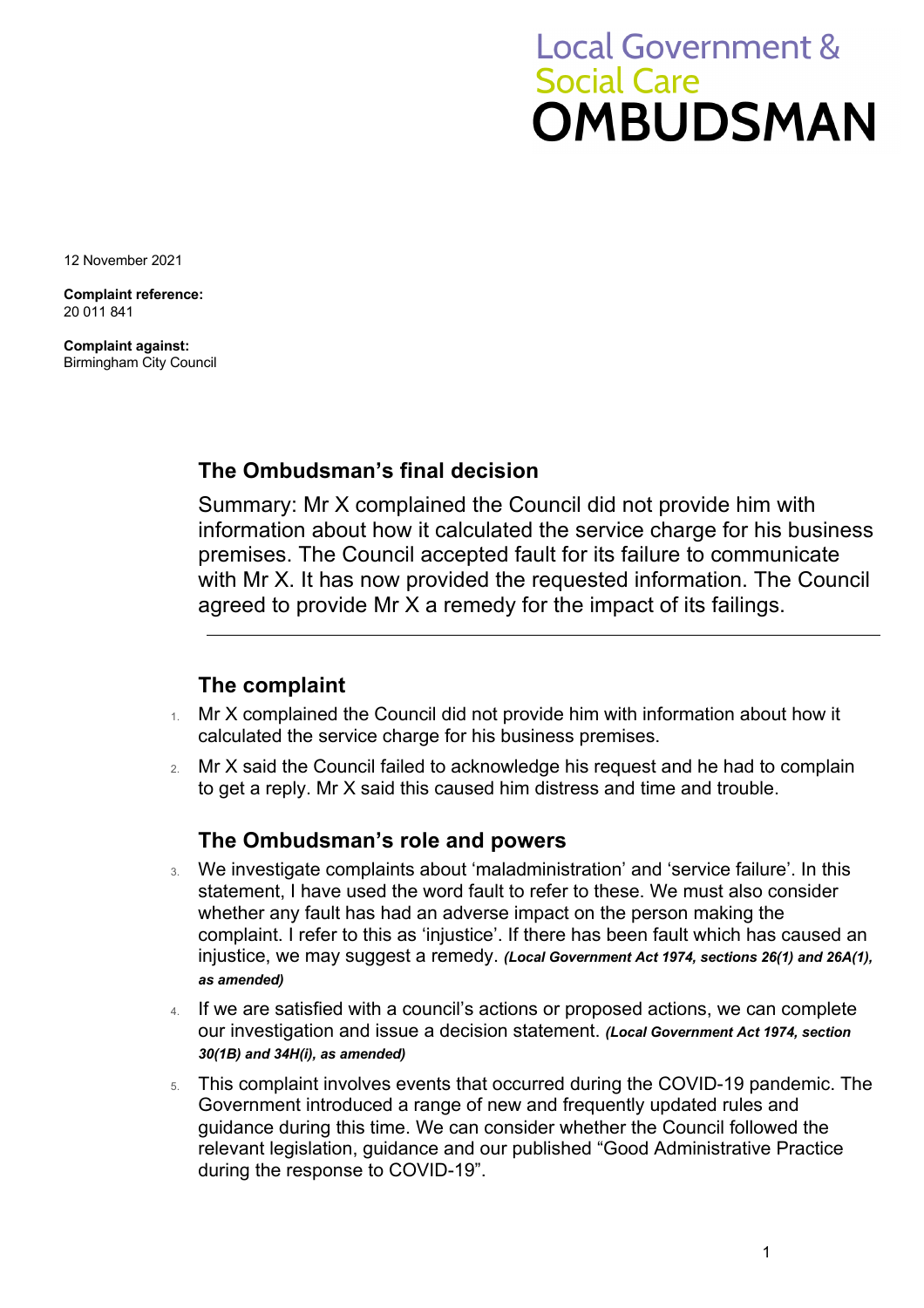Local Government &
Social Care
# OMBUDSMAN

12 November 2021

**Complaint reference:**
20 011 841

**Complaint against:**
Birmingham City Council

## The Ombudsman's final decision

Summary: Mr X complained the Council did not provide him with information about how it calculated the service charge for his business premises. The Council accepted fault for its failure to communicate with Mr X. It has now provided the requested information. The Council agreed to provide Mr X a remedy for the impact of its failings.

---

## The complaint

1. Mr X complained the Council did not provide him with information about how it calculated the service charge for his business premises.
2. Mr X said the Council failed to acknowledge his request and he had to complain to get a reply. Mr X said this caused him distress and time and trouble.

## The Ombudsman's role and powers

3. We investigate complaints about 'maladministration' and 'service failure'. In this statement, I have used the word fault to refer to these. We must also consider whether any fault has had an adverse impact on the person making the complaint. I refer to this as 'injustice'. If there has been fault which has caused an injustice, we may suggest a remedy. ***(Local Government Act 1974, sections 26(1) and 26A(1), as amended)***
4. If we are satisfied with a council's actions or proposed actions, we can complete our investigation and issue a decision statement. ***(Local Government Act 1974, section 30(1B) and 34H(i), as amended)***
5. This complaint involves events that occurred during the COVID-19 pandemic. The Government introduced a range of new and frequently updated rules and guidance during this time. We can consider whether the Council followed the relevant legislation, guidance and our published "Good Administrative Practice during the response to COVID-19".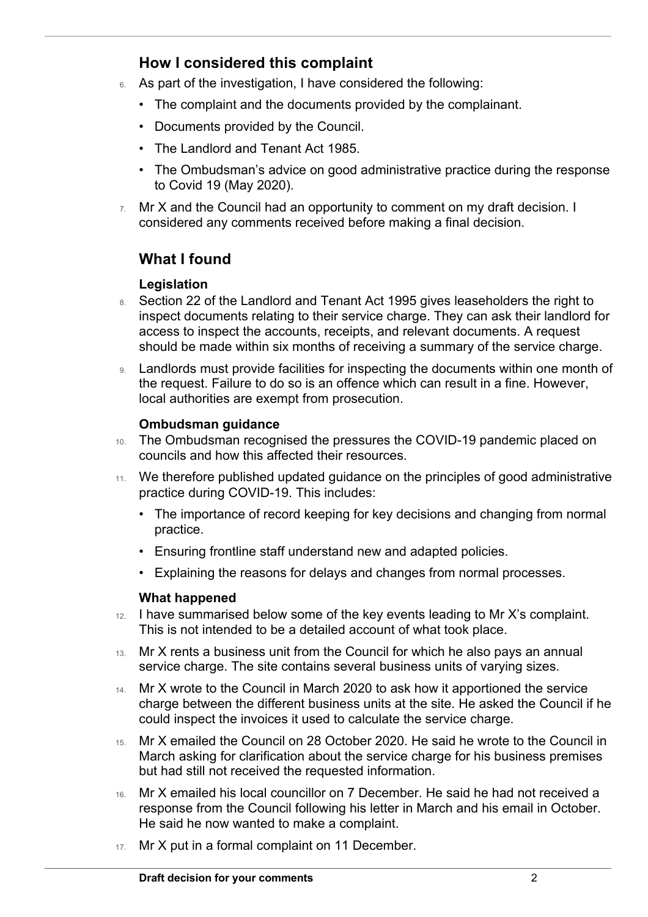## How I considered this complaint

6. As part of the investigation, I have considered the following:
    - The complaint and the documents provided by the complainant.
    - Documents provided by the Council.
    - The Landlord and Tenant Act 1985.
    - The Ombudsman's advice on good administrative practice during the response to Covid 19 (May 2020).
7. Mr X and the Council had an opportunity to comment on my draft decision. I considered any comments received before making a final decision.

## What I found

### Legislation

8. Section 22 of the Landlord and Tenant Act 1995 gives leaseholders the right to inspect documents relating to their service charge. They can ask their landlord for access to inspect the accounts, receipts, and relevant documents. A request should be made within six months of receiving a summary of the service charge.
9. Landlords must provide facilities for inspecting the documents within one month of the request. Failure to do so is an offence which can result in a fine. However, local authorities are exempt from prosecution.

### Ombudsman guidance

10. The Ombudsman recognised the pressures the COVID-19 pandemic placed on councils and how this affected their resources.
11. We therefore published updated guidance on the principles of good administrative practice during COVID-19. This includes:
    - The importance of record keeping for key decisions and changing from normal practice.
    - Ensuring frontline staff understand new and adapted policies.
    - Explaining the reasons for delays and changes from normal processes.

### What happened

12. I have summarised below some of the key events leading to Mr X's complaint. This is not intended to be a detailed account of what took place.
13. Mr X rents a business unit from the Council for which he also pays an annual service charge. The site contains several business units of varying sizes.
14. Mr X wrote to the Council in March 2020 to ask how it apportioned the service charge between the different business units at the site. He asked the Council if he could inspect the invoices it used to calculate the service charge.
15. Mr X emailed the Council on 28 October 2020. He said he wrote to the Council in March asking for clarification about the service charge for his business premises but had still not received the requested information.
16. Mr X emailed his local councillor on 7 December. He said he had not received a response from the Council following his letter in March and his email in October. He said he now wanted to make a complaint.
17. Mr X put in a formal complaint on 11 December.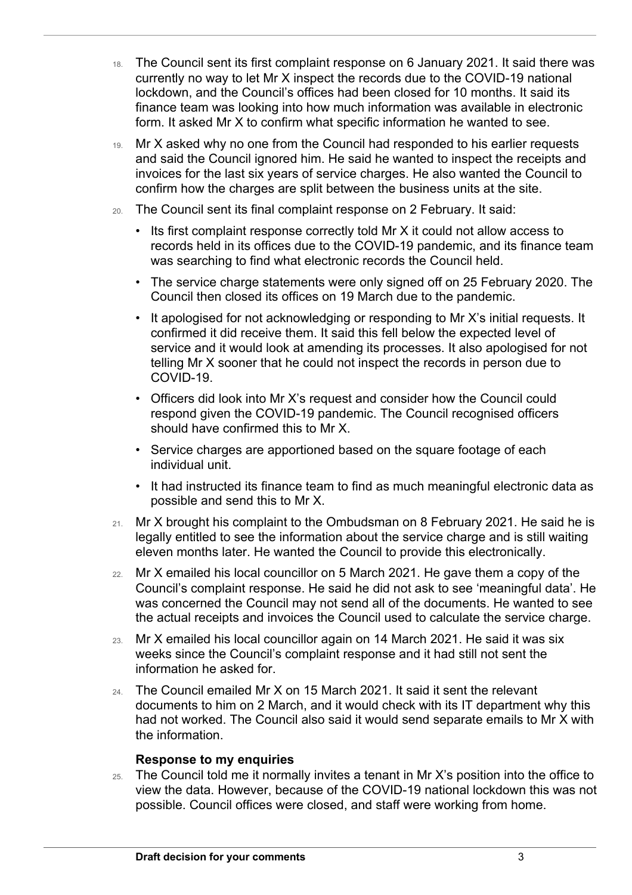18. The Council sent its first complaint response on 6 January 2021. It said there was currently no way to let Mr X inspect the records due to the COVID-19 national lockdown, and the Council's offices had been closed for 10 months. It said its finance team was looking into how much information was available in electronic form. It asked Mr X to confirm what specific information he wanted to see.

19. Mr X asked why no one from the Council had responded to his earlier requests and said the Council ignored him. He said he wanted to inspect the receipts and invoices for the last six years of service charges. He also wanted the Council to confirm how the charges are split between the business units at the site.

20. The Council sent its final complaint response on 2 February. It said:
    - Its first complaint response correctly told Mr X it could not allow access to records held in its offices due to the COVID-19 pandemic, and its finance team was searching to find what electronic records the Council held.
    - The service charge statements were only signed off on 25 February 2020. The Council then closed its offices on 19 March due to the pandemic.
    - It apologised for not acknowledging or responding to Mr X's initial requests. It confirmed it did receive them. It said this fell below the expected level of service and it would look at amending its processes. It also apologised for not telling Mr X sooner that he could not inspect the records in person due to COVID-19.
    - Officers did look into Mr X's request and consider how the Council could respond given the COVID-19 pandemic. The Council recognised officers should have confirmed this to Mr X.
    - Service charges are apportioned based on the square footage of each individual unit.
    - It had instructed its finance team to find as much meaningful electronic data as possible and send this to Mr X.

21. Mr X brought his complaint to the Ombudsman on 8 February 2021. He said he is legally entitled to see the information about the service charge and is still waiting eleven months later. He wanted the Council to provide this electronically.

22. Mr X emailed his local councillor on 5 March 2021. He gave them a copy of the Council's complaint response. He said he did not ask to see 'meaningful data'. He was concerned the Council may not send all of the documents. He wanted to see the actual receipts and invoices the Council used to calculate the service charge.

23. Mr X emailed his local councillor again on 14 March 2021. He said it was six weeks since the Council's complaint response and it had still not sent the information he asked for.

24. The Council emailed Mr X on 15 March 2021. It said it sent the relevant documents to him on 2 March, and it would check with its IT department why this had not worked. The Council also said it would send separate emails to Mr X with the information.

### Response to my enquiries

25. The Council told me it normally invites a tenant in Mr X's position into the office to view the data. However, because of the COVID-19 national lockdown this was not possible. Council offices were closed, and staff were working from home.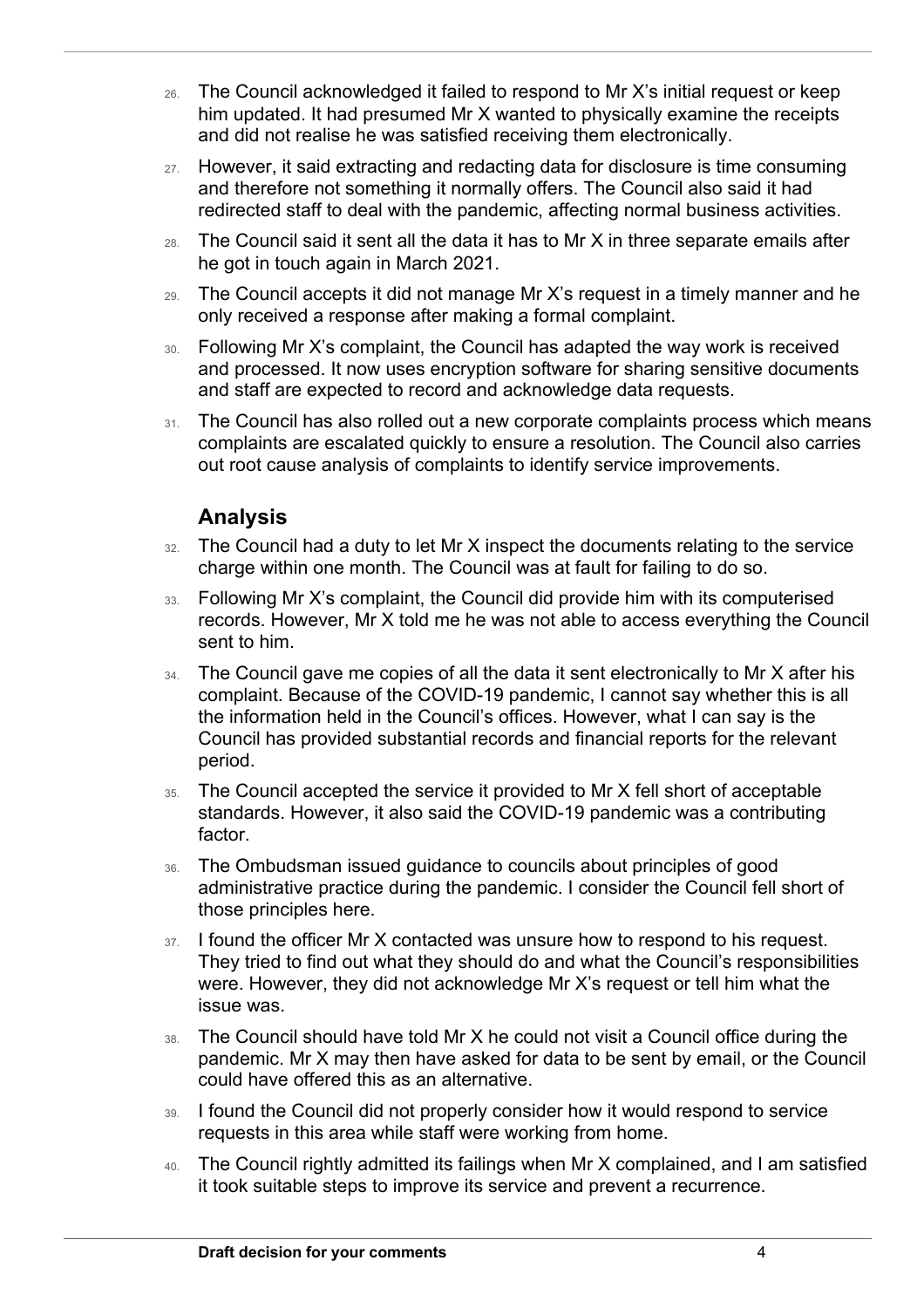26. The Council acknowledged it failed to respond to Mr X's initial request or keep him updated. It had presumed Mr X wanted to physically examine the receipts and did not realise he was satisfied receiving them electronically.
27. However, it said extracting and redacting data for disclosure is time consuming and therefore not something it normally offers. The Council also said it had redirected staff to deal with the pandemic, affecting normal business activities.
28. The Council said it sent all the data it has to Mr X in three separate emails after he got in touch again in March 2021.
29. The Council accepts it did not manage Mr X's request in a timely manner and he only received a response after making a formal complaint.
30. Following Mr X's complaint, the Council has adapted the way work is received and processed. It now uses encryption software for sharing sensitive documents and staff are expected to record and acknowledge data requests.
31. The Council has also rolled out a new corporate complaints process which means complaints are escalated quickly to ensure a resolution. The Council also carries out root cause analysis of complaints to identify service improvements.

## Analysis

32. The Council had a duty to let Mr X inspect the documents relating to the service charge within one month. The Council was at fault for failing to do so.
33. Following Mr X's complaint, the Council did provide him with its computerised records. However, Mr X told me he was not able to access everything the Council sent to him.
34. The Council gave me copies of all the data it sent electronically to Mr X after his complaint. Because of the COVID-19 pandemic, I cannot say whether this is all the information held in the Council's offices. However, what I can say is the Council has provided substantial records and financial reports for the relevant period.
35. The Council accepted the service it provided to Mr X fell short of acceptable standards. However, it also said the COVID-19 pandemic was a contributing factor.
36. The Ombudsman issued guidance to councils about principles of good administrative practice during the pandemic. I consider the Council fell short of those principles here.
37. I found the officer Mr X contacted was unsure how to respond to his request. They tried to find out what they should do and what the Council's responsibilities were. However, they did not acknowledge Mr X's request or tell him what the issue was.
38. The Council should have told Mr X he could not visit a Council office during the pandemic. Mr X may then have asked for data to be sent by email, or the Council could have offered this as an alternative.
39. I found the Council did not properly consider how it would respond to service requests in this area while staff were working from home.
40. The Council rightly admitted its failings when Mr X complained, and I am satisfied it took suitable steps to improve its service and prevent a recurrence.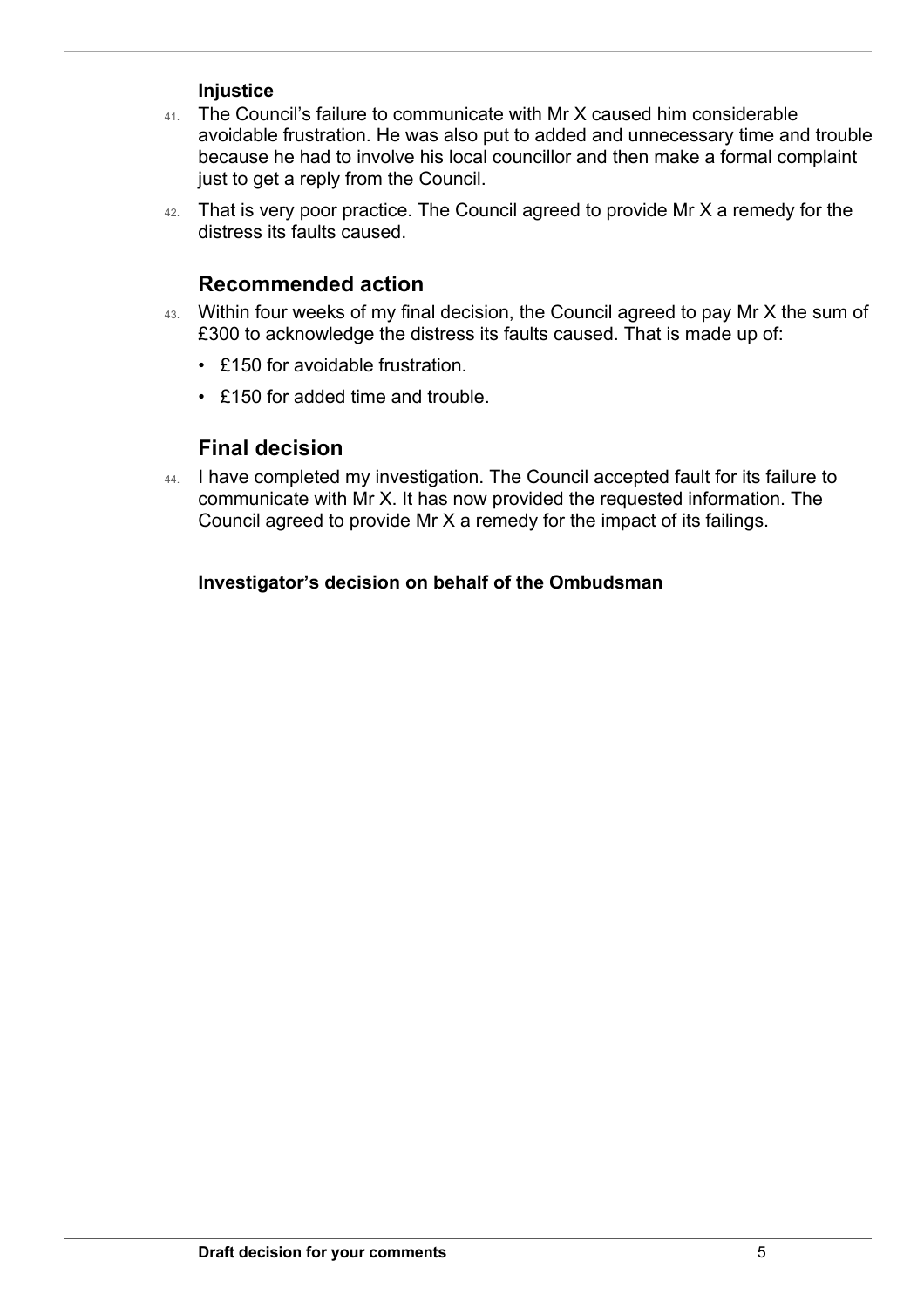### Injustice

41. The Council's failure to communicate with Mr X caused him considerable avoidable frustration. He was also put to added and unnecessary time and trouble because he had to involve his local councillor and then make a formal complaint just to get a reply from the Council.

42. That is very poor practice. The Council agreed to provide Mr X a remedy for the distress its faults caused.

## Recommended action

43. Within four weeks of my final decision, the Council agreed to pay Mr X the sum of £300 to acknowledge the distress its faults caused. That is made up of:
    - £150 for avoidable frustration.
    - £150 for added time and trouble.

## Final decision

44. I have completed my investigation. The Council accepted fault for its failure to communicate with Mr X. It has now provided the requested information. The Council agreed to provide Mr X a remedy for the impact of its failings.

**Investigator's decision on behalf of the Ombudsman**